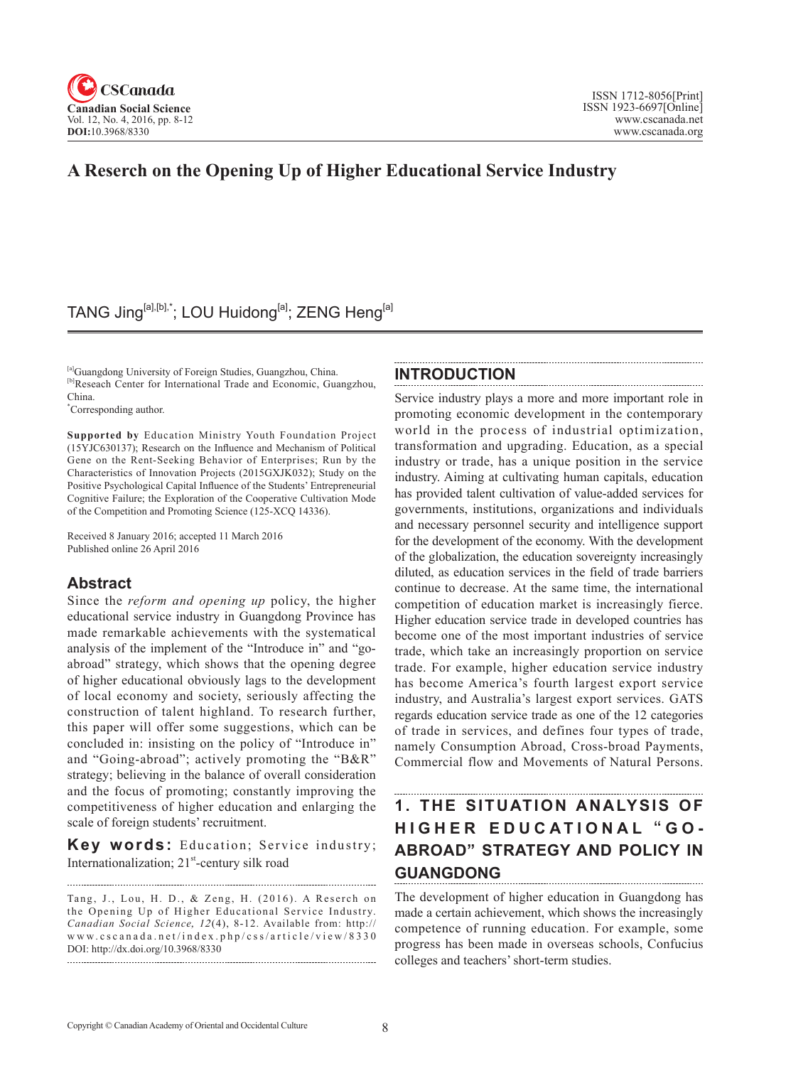# A Reserch on the Opening Up of Higher Educational Service Industry

TANG Jing[a],[b],*; LOU Huidong[a]; ZENG Heng[a]

[a]Guangdong University of Foreign Studies, Guangzhou, China.
[b]Reseach Center for International Trade and Economic, Guangzhou, China.
*Corresponding author.

**Supported by** Education Ministry Youth Foundation Project (15YJC630137); Research on the Influence and Mechanism of Political Gene on the Rent-Seeking Behavior of Enterprises; Run by the Characteristics of Innovation Projects (2015GXJK032); Study on the Positive Psychological Capital Influence of the Students' Entrepreneurial Cognitive Failure; the Exploration of the Cooperative Cultivation Mode of the Competition and Promoting Science (125-XCQ 14336).

Received 8 January 2016; accepted 11 March 2016
Published online 26 April 2016

## Abstract

Since the *reform and opening up* policy, the higher educational service industry in Guangdong Province has made remarkable achievements with the systematical analysis of the implement of the "Introduce in" and "go-abroad" strategy, which shows that the opening degree of higher educational obviously lags to the development of local economy and society, seriously affecting the construction of talent highland. To research further, this paper will offer some suggestions, which can be concluded in: insisting on the policy of "Introduce in" and "Going-abroad"; actively promoting the "B&R" strategy; believing in the balance of overall consideration and the focus of promoting; constantly improving the competitiveness of higher education and enlarging the scale of foreign students' recruitment.

**Key words:** Education; Service industry; Internationalization; 21st-century silk road

Tang, J., Lou, H. D., & Zeng, H. (2016). A Reserch on the Opening Up of Higher Educational Service Industry. *Canadian Social Science, 12*(4), 8-12. Available from: http://www.cscanada.net/index.php/css/article/view/8330
DOI: http://dx.doi.org/10.3968/8330

## INTRODUCTION

Service industry plays a more and more important role in promoting economic development in the contemporary world in the process of industrial optimization, transformation and upgrading. Education, as a special industry or trade, has a unique position in the service industry. Aiming at cultivating human capitals, education has provided talent cultivation of value-added services for governments, institutions, organizations and individuals and necessary personnel security and intelligence support for the development of the economy. With the development of the globalization, the education sovereignty increasingly diluted, as education services in the field of trade barriers continue to decrease. At the same time, the international competition of education market is increasingly fierce. Higher education service trade in developed countries has become one of the most important industries of service trade, which take an increasingly proportion on service trade. For example, higher education service industry has become America's fourth largest export service industry, and Australia's largest export services. GATS regards education service trade as one of the 12 categories of trade in services, and defines four types of trade, namely Consumption Abroad, Cross-broad Payments, Commercial flow and Movements of Natural Persons.

## 1. THE SITUATION ANALYSIS OF HIGHER EDUCATIONAL "GO-ABROAD" STRATEGY AND POLICY IN GUANGDONG

The development of higher education in Guangdong has made a certain achievement, which shows the increasingly competence of running education. For example, some progress has been made in overseas schools, Confucius colleges and teachers' short-term studies.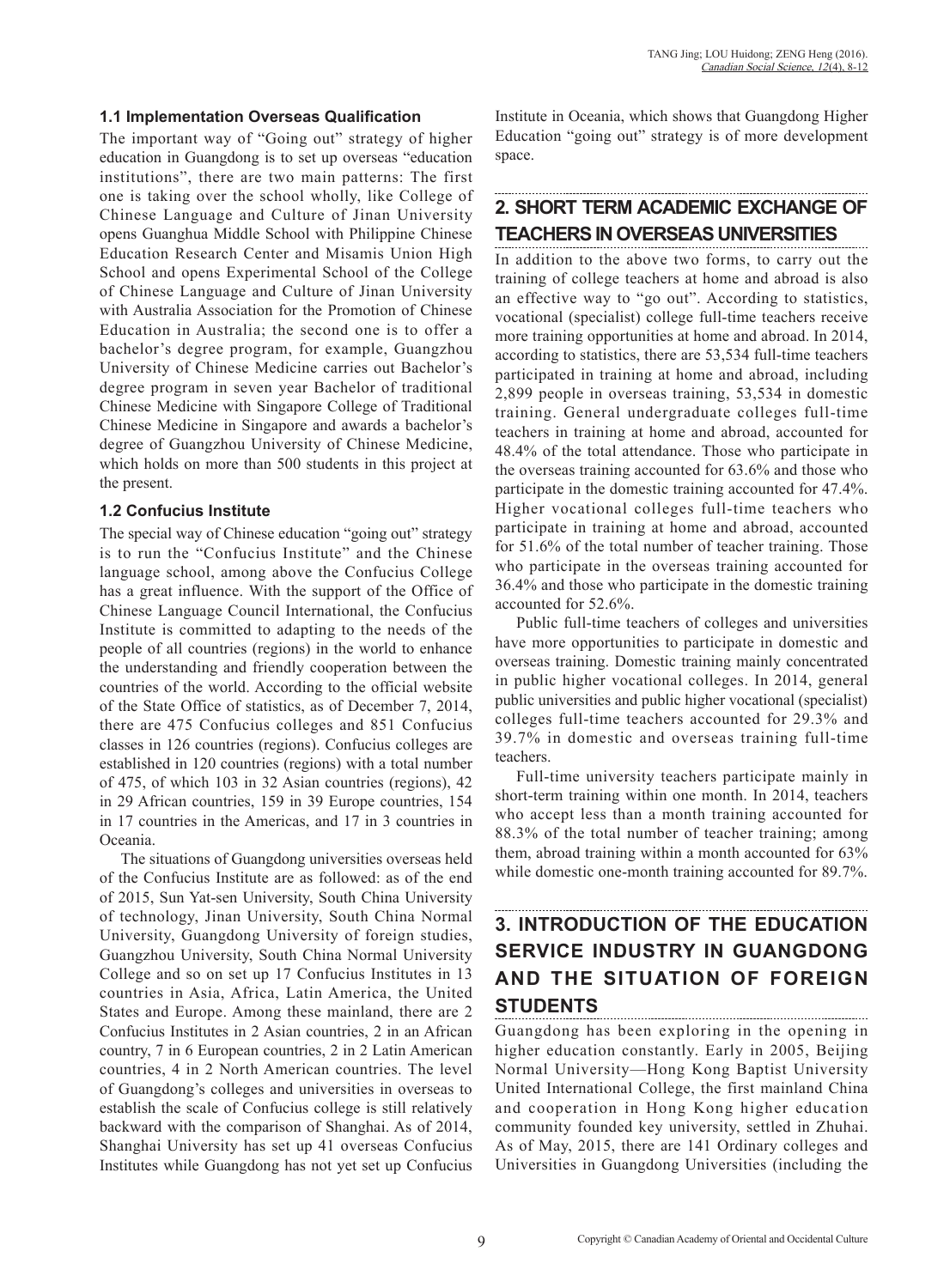### 1.1 Implementation Overseas Qualification

The important way of "Going out" strategy of higher education in Guangdong is to set up overseas "education institutions", there are two main patterns: The first one is taking over the school wholly, like College of Chinese Language and Culture of Jinan University opens Guanghua Middle School with Philippine Chinese Education Research Center and Misamis Union High School and opens Experimental School of the College of Chinese Language and Culture of Jinan University with Australia Association for the Promotion of Chinese Education in Australia; the second one is to offer a bachelor's degree program, for example, Guangzhou University of Chinese Medicine carries out Bachelor's degree program in seven year Bachelor of traditional Chinese Medicine with Singapore College of Traditional Chinese Medicine in Singapore and awards a bachelor's degree of Guangzhou University of Chinese Medicine, which holds on more than 500 students in this project at the present.

### 1.2 Confucius Institute

The special way of Chinese education "going out" strategy is to run the "Confucius Institute" and the Chinese language school, among above the Confucius College has a great influence. With the support of the Office of Chinese Language Council International, the Confucius Institute is committed to adapting to the needs of the people of all countries (regions) in the world to enhance the understanding and friendly cooperation between the countries of the world. According to the official website of the State Office of statistics, as of December 7, 2014, there are 475 Confucius colleges and 851 Confucius classes in 126 countries (regions). Confucius colleges are established in 120 countries (regions) with a total number of 475, of which 103 in 32 Asian countries (regions), 42 in 29 African countries, 159 in 39 Europe countries, 154 in 17 countries in the Americas, and 17 in 3 countries in Oceania.

The situations of Guangdong universities overseas held of the Confucius Institute are as followed: as of the end of 2015, Sun Yat-sen University, South China University of technology, Jinan University, South China Normal University, Guangdong University of foreign studies, Guangzhou University, South China Normal University College and so on set up 17 Confucius Institutes in 13 countries in Asia, Africa, Latin America, the United States and Europe. Among these mainland, there are 2 Confucius Institutes in 2 Asian countries, 2 in an African country, 7 in 6 European countries, 2 in 2 Latin American countries, 4 in 2 North American countries. The level of Guangdong's colleges and universities in overseas to establish the scale of Confucius college is still relatively backward with the comparison of Shanghai. As of 2014, Shanghai University has set up 41 overseas Confucius Institutes while Guangdong has not yet set up Confucius Institute in Oceania, which shows that Guangdong Higher Education "going out" strategy is of more development space.

## 2. SHORT TERM ACADEMIC EXCHANGE OF TEACHERS IN OVERSEAS UNIVERSITIES

In addition to the above two forms, to carry out the training of college teachers at home and abroad is also an effective way to "go out". According to statistics, vocational (specialist) college full-time teachers receive more training opportunities at home and abroad. In 2014, according to statistics, there are 53,534 full-time teachers participated in training at home and abroad, including 2,899 people in overseas training, 53,534 in domestic training. General undergraduate colleges full-time teachers in training at home and abroad, accounted for 48.4% of the total attendance. Those who participate in the overseas training accounted for 63.6% and those who participate in the domestic training accounted for 47.4%. Higher vocational colleges full-time teachers who participate in training at home and abroad, accounted for 51.6% of the total number of teacher training. Those who participate in the overseas training accounted for 36.4% and those who participate in the domestic training accounted for 52.6%.

Public full-time teachers of colleges and universities have more opportunities to participate in domestic and overseas training. Domestic training mainly concentrated in public higher vocational colleges. In 2014, general public universities and public higher vocational (specialist) colleges full-time teachers accounted for 29.3% and 39.7% in domestic and overseas training full-time teachers.

Full-time university teachers participate mainly in short-term training within one month. In 2014, teachers who accept less than a month training accounted for 88.3% of the total number of teacher training; among them, abroad training within a month accounted for 63% while domestic one-month training accounted for 89.7%.

## 3. INTRODUCTION OF THE EDUCATION SERVICE INDUSTRY IN GUANGDONG AND THE SITUATION OF FOREIGN STUDENTS

Guangdong has been exploring in the opening in higher education constantly. Early in 2005, Beijing Normal University—Hong Kong Baptist University United International College, the first mainland China and cooperation in Hong Kong higher education community founded key university, settled in Zhuhai. As of May, 2015, there are 141 Ordinary colleges and Universities in Guangdong Universities (including the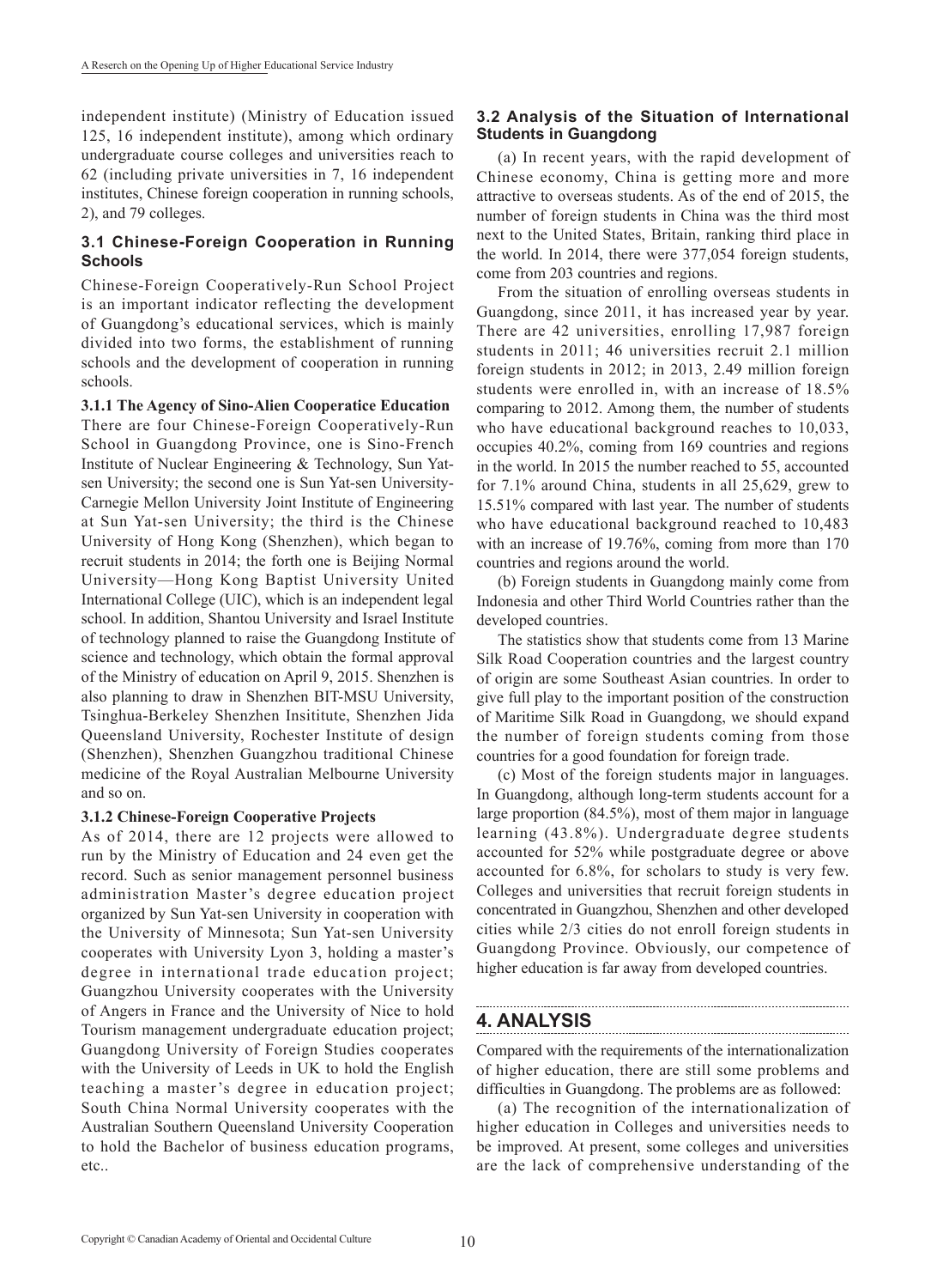independent institute) (Ministry of Education issued 125, 16 independent institute), among which ordinary undergraduate course colleges and universities reach to 62 (including private universities in 7, 16 independent institutes, Chinese foreign cooperation in running schools, 2), and 79 colleges.

### 3.1 Chinese-Foreign Cooperation in Running Schools

Chinese-Foreign Cooperatively-Run School Project is an important indicator reflecting the development of Guangdong's educational services, which is mainly divided into two forms, the establishment of running schools and the development of cooperation in running schools.

#### 3.1.1 The Agency of Sino-Alien Cooperatice Education

There are four Chinese-Foreign Cooperatively-Run School in Guangdong Province, one is Sino-French Institute of Nuclear Engineering & Technology, Sun Yat-sen University; the second one is Sun Yat-sen University-Carnegie Mellon University Joint Institute of Engineering at Sun Yat-sen University; the third is the Chinese University of Hong Kong (Shenzhen), which began to recruit students in 2014; the forth one is Beijing Normal University—Hong Kong Baptist University United International College (UIC), which is an independent legal school. In addition, Shantou University and Israel Institute of technology planned to raise the Guangdong Institute of science and technology, which obtain the formal approval of the Ministry of education on April 9, 2015. Shenzhen is also planning to draw in Shenzhen BIT-MSU University, Tsinghua-Berkeley Shenzhen Insititute, Shenzhen Jida Queensland University, Rochester Institute of design (Shenzhen), Shenzhen Guangzhou traditional Chinese medicine of the Royal Australian Melbourne University and so on.

#### 3.1.2 Chinese-Foreign Cooperative Projects

As of 2014, there are 12 projects were allowed to run by the Ministry of Education and 24 even get the record. Such as senior management personnel business administration Master's degree education project organized by Sun Yat-sen University in cooperation with the University of Minnesota; Sun Yat-sen University cooperates with University Lyon 3, holding a master's degree in international trade education project; Guangzhou University cooperates with the University of Angers in France and the University of Nice to hold Tourism management undergraduate education project; Guangdong University of Foreign Studies cooperates with the University of Leeds in UK to hold the English teaching a master's degree in education project; South China Normal University cooperates with the Australian Southern Queensland University Cooperation to hold the Bachelor of business education programs, etc..

### 3.2 Analysis of the Situation of International Students in Guangdong

(a) In recent years, with the rapid development of Chinese economy, China is getting more and more attractive to overseas students. As of the end of 2015, the number of foreign students in China was the third most next to the United States, Britain, ranking third place in the world. In 2014, there were 377,054 foreign students, come from 203 countries and regions.

From the situation of enrolling overseas students in Guangdong, since 2011, it has increased year by year. There are 42 universities, enrolling 17,987 foreign students in 2011; 46 universities recruit 2.1 million foreign students in 2012; in 2013, 2.49 million foreign students were enrolled in, with an increase of 18.5% comparing to 2012. Among them, the number of students who have educational background reaches to 10,033, occupies 40.2%, coming from 169 countries and regions in the world. In 2015 the number reached to 55, accounted for 7.1% around China, students in all 25,629, grew to 15.51% compared with last year. The number of students who have educational background reached to 10,483 with an increase of 19.76%, coming from more than 170 countries and regions around the world.

(b) Foreign students in Guangdong mainly come from Indonesia and other Third World Countries rather than the developed countries.

The statistics show that students come from 13 Marine Silk Road Cooperation countries and the largest country of origin are some Southeast Asian countries. In order to give full play to the important position of the construction of Maritime Silk Road in Guangdong, we should expand the number of foreign students coming from those countries for a good foundation for foreign trade.

(c) Most of the foreign students major in languages. In Guangdong, although long-term students account for a large proportion (84.5%), most of them major in language learning (43.8%). Undergraduate degree students accounted for 52% while postgraduate degree or above accounted for 6.8%, for scholars to study is very few. Colleges and universities that recruit foreign students in concentrated in Guangzhou, Shenzhen and other developed cities while 2/3 cities do not enroll foreign students in Guangdong Province. Obviously, our competence of higher education is far away from developed countries.

## 4. ANALYSIS

Compared with the requirements of the internationalization of higher education, there are still some problems and difficulties in Guangdong. The problems are as followed:

(a) The recognition of the internationalization of higher education in Colleges and universities needs to be improved. At present, some colleges and universities are the lack of comprehensive understanding of the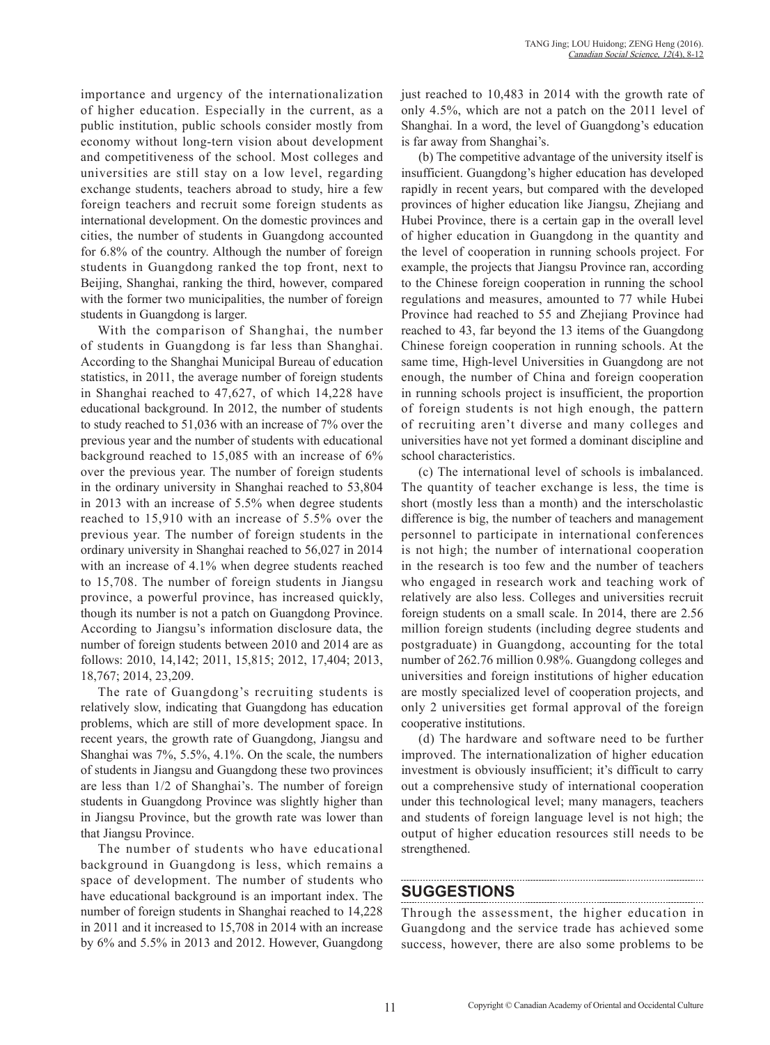importance and urgency of the internationalization of higher education. Especially in the current, as a public institution, public schools consider mostly from economy without long-tern vision about development and competitiveness of the school. Most colleges and universities are still stay on a low level, regarding exchange students, teachers abroad to study, hire a few foreign teachers and recruit some foreign students as international development. On the domestic provinces and cities, the number of students in Guangdong accounted for 6.8% of the country. Although the number of foreign students in Guangdong ranked the top front, next to Beijing, Shanghai, ranking the third, however, compared with the former two municipalities, the number of foreign students in Guangdong is larger.

With the comparison of Shanghai, the number of students in Guangdong is far less than Shanghai. According to the Shanghai Municipal Bureau of education statistics, in 2011, the average number of foreign students in Shanghai reached to 47,627, of which 14,228 have educational background. In 2012, the number of students to study reached to 51,036 with an increase of 7% over the previous year and the number of students with educational background reached to 15,085 with an increase of 6% over the previous year. The number of foreign students in the ordinary university in Shanghai reached to 53,804 in 2013 with an increase of 5.5% when degree students reached to 15,910 with an increase of 5.5% over the previous year. The number of foreign students in the ordinary university in Shanghai reached to 56,027 in 2014 with an increase of 4.1% when degree students reached to 15,708. The number of foreign students in Jiangsu province, a powerful province, has increased quickly, though its number is not a patch on Guangdong Province. According to Jiangsu's information disclosure data, the number of foreign students between 2010 and 2014 are as follows: 2010, 14,142; 2011, 15,815; 2012, 17,404; 2013, 18,767; 2014, 23,209.

The rate of Guangdong's recruiting students is relatively slow, indicating that Guangdong has education problems, which are still of more development space. In recent years, the growth rate of Guangdong, Jiangsu and Shanghai was 7%, 5.5%, 4.1%. On the scale, the numbers of students in Jiangsu and Guangdong these two provinces are less than 1/2 of Shanghai's. The number of foreign students in Guangdong Province was slightly higher than in Jiangsu Province, but the growth rate was lower than that Jiangsu Province.

The number of students who have educational background in Guangdong is less, which remains a space of development. The number of students who have educational background is an important index. The number of foreign students in Shanghai reached to 14,228 in 2011 and it increased to 15,708 in 2014 with an increase by 6% and 5.5% in 2013 and 2012. However, Guangdong just reached to 10,483 in 2014 with the growth rate of only 4.5%, which are not a patch on the 2011 level of Shanghai. In a word, the level of Guangdong's education is far away from Shanghai's.

(b) The competitive advantage of the university itself is insufficient. Guangdong's higher education has developed rapidly in recent years, but compared with the developed provinces of higher education like Jiangsu, Zhejiang and Hubei Province, there is a certain gap in the overall level of higher education in Guangdong in the quantity and the level of cooperation in running schools project. For example, the projects that Jiangsu Province ran, according to the Chinese foreign cooperation in running the school regulations and measures, amounted to 77 while Hubei Province had reached to 55 and Zhejiang Province had reached to 43, far beyond the 13 items of the Guangdong Chinese foreign cooperation in running schools. At the same time, High-level Universities in Guangdong are not enough, the number of China and foreign cooperation in running schools project is insufficient, the proportion of foreign students is not high enough, the pattern of recruiting aren't diverse and many colleges and universities have not yet formed a dominant discipline and school characteristics.

(c) The international level of schools is imbalanced. The quantity of teacher exchange is less, the time is short (mostly less than a month) and the interscholastic difference is big, the number of teachers and management personnel to participate in international conferences is not high; the number of international cooperation in the research is too few and the number of teachers who engaged in research work and teaching work of relatively are also less. Colleges and universities recruit foreign students on a small scale. In 2014, there are 2.56 million foreign students (including degree students and postgraduate) in Guangdong, accounting for the total number of 262.76 million 0.98%. Guangdong colleges and universities and foreign institutions of higher education are mostly specialized level of cooperation projects, and only 2 universities get formal approval of the foreign cooperative institutions.

(d) The hardware and software need to be further improved. The internationalization of higher education investment is obviously insufficient; it's difficult to carry out a comprehensive study of international cooperation under this technological level; many managers, teachers and students of foreign language level is not high; the output of higher education resources still needs to be strengthened.

## SUGGESTIONS

Through the assessment, the higher education in Guangdong and the service trade has achieved some success, however, there are also some problems to be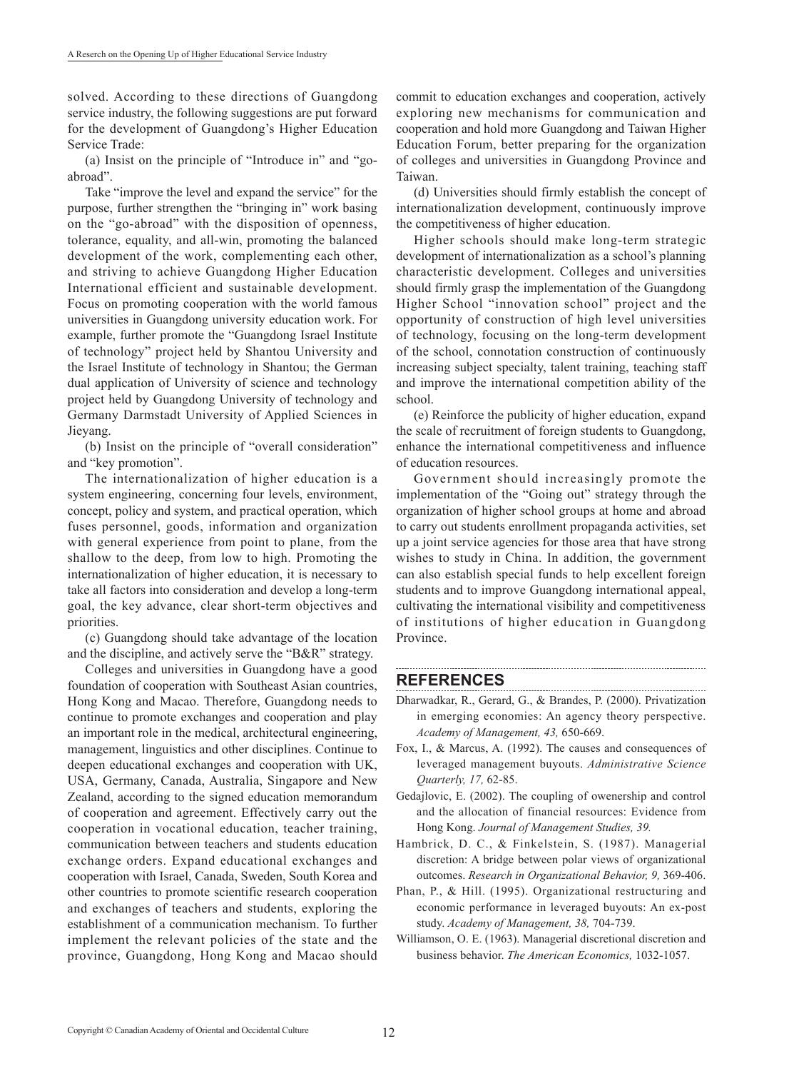solved. According to these directions of Guangdong service industry, the following suggestions are put forward for the development of Guangdong's Higher Education Service Trade:

(a) Insist on the principle of "Introduce in" and "go-abroad".

Take "improve the level and expand the service" for the purpose, further strengthen the "bringing in" work basing on the "go-abroad" with the disposition of openness, tolerance, equality, and all-win, promoting the balanced development of the work, complementing each other, and striving to achieve Guangdong Higher Education International efficient and sustainable development. Focus on promoting cooperation with the world famous universities in Guangdong university education work. For example, further promote the "Guangdong Israel Institute of technology" project held by Shantou University and the Israel Institute of technology in Shantou; the German dual application of University of science and technology project held by Guangdong University of technology and Germany Darmstadt University of Applied Sciences in Jieyang.

(b) Insist on the principle of "overall consideration" and "key promotion".

The internationalization of higher education is a system engineering, concerning four levels, environment, concept, policy and system, and practical operation, which fuses personnel, goods, information and organization with general experience from point to plane, from the shallow to the deep, from low to high. Promoting the internationalization of higher education, it is necessary to take all factors into consideration and develop a long-term goal, the key advance, clear short-term objectives and priorities.

(c) Guangdong should take advantage of the location and the discipline, and actively serve the "B&R" strategy.

Colleges and universities in Guangdong have a good foundation of cooperation with Southeast Asian countries, Hong Kong and Macao. Therefore, Guangdong needs to continue to promote exchanges and cooperation and play an important role in the medical, architectural engineering, management, linguistics and other disciplines. Continue to deepen educational exchanges and cooperation with UK, USA, Germany, Canada, Australia, Singapore and New Zealand, according to the signed education memorandum of cooperation and agreement. Effectively carry out the cooperation in vocational education, teacher training, communication between teachers and students education exchange orders. Expand educational exchanges and cooperation with Israel, Canada, Sweden, South Korea and other countries to promote scientific research cooperation and exchanges of teachers and students, exploring the establishment of a communication mechanism. To further implement the relevant policies of the state and the province, Guangdong, Hong Kong and Macao should commit to education exchanges and cooperation, actively exploring new mechanisms for communication and cooperation and hold more Guangdong and Taiwan Higher Education Forum, better preparing for the organization of colleges and universities in Guangdong Province and Taiwan.

(d) Universities should firmly establish the concept of internationalization development, continuously improve the competitiveness of higher education.

Higher schools should make long-term strategic development of internationalization as a school's planning characteristic development. Colleges and universities should firmly grasp the implementation of the Guangdong Higher School "innovation school" project and the opportunity of construction of high level universities of technology, focusing on the long-term development of the school, connotation construction of continuously increasing subject specialty, talent training, teaching staff and improve the international competition ability of the school.

(e) Reinforce the publicity of higher education, expand the scale of recruitment of foreign students to Guangdong, enhance the international competitiveness and influence of education resources.

Government should increasingly promote the implementation of the "Going out" strategy through the organization of higher school groups at home and abroad to carry out students enrollment propaganda activities, set up a joint service agencies for those area that have strong wishes to study in China. In addition, the government can also establish special funds to help excellent foreign students and to improve Guangdong international appeal, cultivating the international visibility and competitiveness of institutions of higher education in Guangdong Province.

## REFERENCES

Dharwadkar, R., Gerard, G., & Brandes, P. (2000). Privatization in emerging economies: An agency theory perspective. *Academy of Management, 43,* 650-669.

Fox, I., & Marcus, A. (1992). The causes and consequences of leveraged management buyouts. *Administrative Science Quarterly, 17,* 62-85.

Gedajlovic, E. (2002). The coupling of owenership and control and the allocation of financial resources: Evidence from Hong Kong. *Journal of Management Studies, 39.*

Hambrick, D. C., & Finkelstein, S. (1987). Managerial discretion: A bridge between polar views of organizational outcomes. *Research in Organizational Behavior, 9,* 369-406.

Phan, P., & Hill. (1995). Organizational restructuring and economic performance in leveraged buyouts: An ex-post study. *Academy of Management, 38,* 704-739.

Williamson, O. E. (1963). Managerial discretional discretion and business behavior. *The American Economics,* 1032-1057.